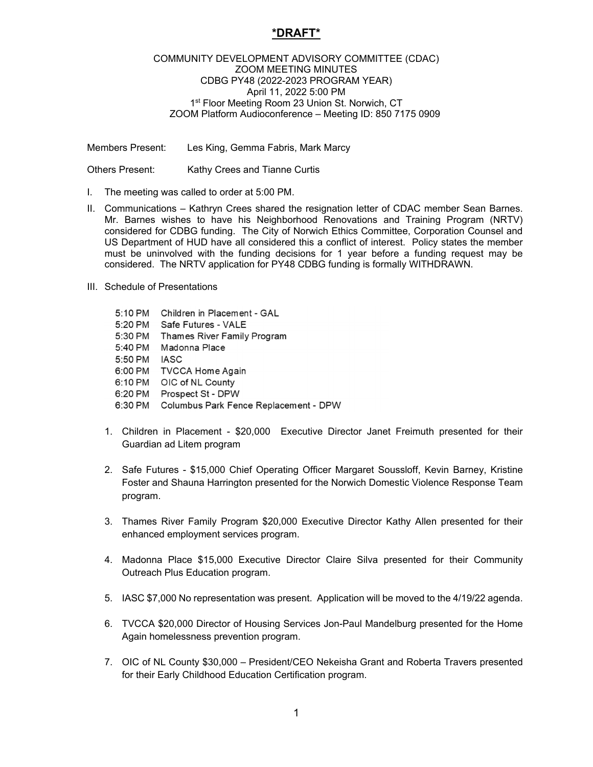# ***DRAFT***

COMMUNITY DEVELOPMENT ADVISORY COMMITTEE (CDAC)
ZOOM MEETING MINUTES
CDBG PY48 (2022-2023 PROGRAM YEAR)
April 11, 2022 5:00 PM
1st Floor Meeting Room 23 Union St. Norwich, CT
ZOOM Platform Audioconference – Meeting ID: 850 7175 0909

Members Present: Les King, Gemma Fabris, Mark Marcy

Others Present: Kathy Crees and Tianne Curtis

I. The meeting was called to order at 5:00 PM.

II. Communications – Kathryn Crees shared the resignation letter of CDAC member Sean Barnes. Mr. Barnes wishes to have his Neighborhood Renovations and Training Program (NRTV) considered for CDBG funding. The City of Norwich Ethics Committee, Corporation Counsel and US Department of HUD have all considered this a conflict of interest. Policy states the member must be uninvolved with the funding decisions for 1 year before a funding request may be considered. The NRTV application for PY48 CDBG funding is formally WITHDRAWN.

III. Schedule of Presentations

| | |
|---|---|
| 5:10 PM | Children in Placement - GAL |
| 5:20 PM | Safe Futures - VALE |
| 5:30 PM | Thames River Family Program |
| 5:40 PM | Madonna Place |
| 5:50 PM | IASC |
| 6:00 PM | TVCCA Home Again |
| 6:10 PM | OIC of NL County |
| 6:20 PM | Prospect St - DPW |
| 6:30 PM | Columbus Park Fence Replacement - DPW |

1. Children in Placement - $20,000 Executive Director Janet Freimuth presented for their Guardian ad Litem program

2. Safe Futures - $15,000 Chief Operating Officer Margaret Soussloff, Kevin Barney, Kristine Foster and Shauna Harrington presented for the Norwich Domestic Violence Response Team program.

3. Thames River Family Program $20,000 Executive Director Kathy Allen presented for their enhanced employment services program.

4. Madonna Place $15,000 Executive Director Claire Silva presented for their Community Outreach Plus Education program.

5. IASC $7,000 No representation was present. Application will be moved to the 4/19/22 agenda.

6. TVCCA $20,000 Director of Housing Services Jon-Paul Mandelburg presented for the Home Again homelessness prevention program.

7. OIC of NL County $30,000 – President/CEO Nekeisha Grant and Roberta Travers presented for their Early Childhood Education Certification program.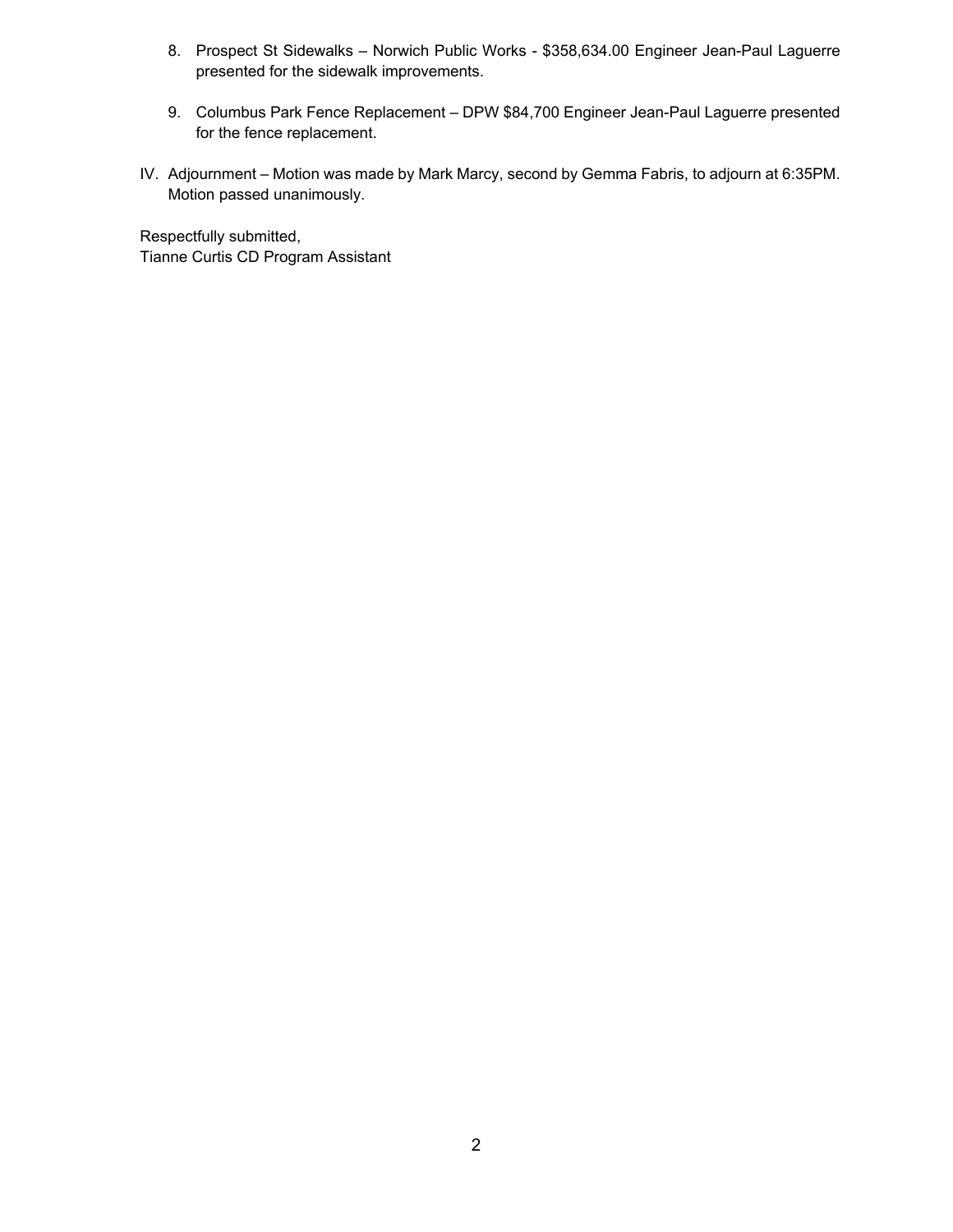8. Prospect St Sidewalks – Norwich Public Works - $358,634.00 Engineer Jean-Paul Laguerre presented for the sidewalk improvements.

9. Columbus Park Fence Replacement – DPW $84,700 Engineer Jean-Paul Laguerre presented for the fence replacement.

IV. Adjournment – Motion was made by Mark Marcy, second by Gemma Fabris, to adjourn at 6:35PM. Motion passed unanimously.

Respectfully submitted,
Tianne Curtis CD Program Assistant